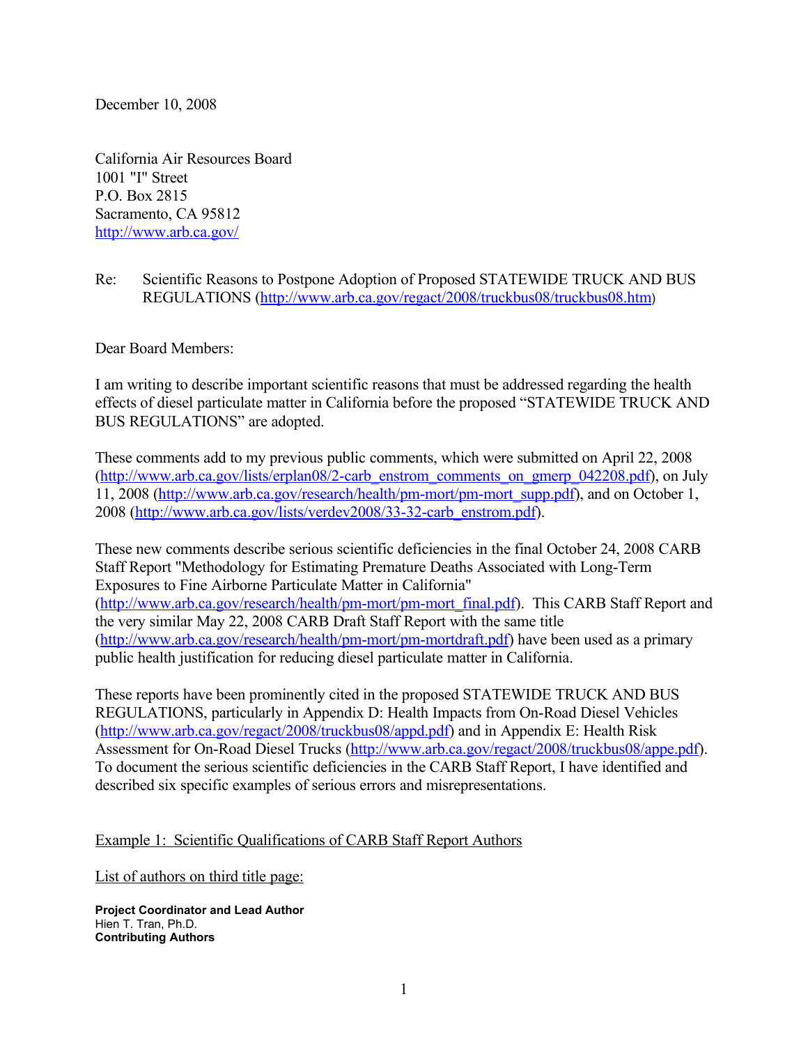December 10, 2008

California Air Resources Board
1001 "I" Street
P.O. Box 2815
Sacramento, CA 95812
http://www.arb.ca.gov/

Re: Scientific Reasons to Postpone Adoption of Proposed STATEWIDE TRUCK AND BUS REGULATIONS (http://www.arb.ca.gov/regact/2008/truckbus08/truckbus08.htm)

Dear Board Members:

I am writing to describe important scientific reasons that must be addressed regarding the health effects of diesel particulate matter in California before the proposed "STATEWIDE TRUCK AND BUS REGULATIONS" are adopted.

These comments add to my previous public comments, which were submitted on April 22, 2008 (http://www.arb.ca.gov/lists/erplan08/2-carb_enstrom_comments_on_gmerp_042208.pdf), on July 11, 2008 (http://www.arb.ca.gov/research/health/pm-mort/pm-mort_supp.pdf), and on October 1, 2008 (http://www.arb.ca.gov/lists/verdev2008/33-32-carb_enstrom.pdf).

These new comments describe serious scientific deficiencies in the final October 24, 2008 CARB Staff Report "Methodology for Estimating Premature Deaths Associated with Long-Term Exposures to Fine Airborne Particulate Matter in California" (http://www.arb.ca.gov/research/health/pm-mort/pm-mort_final.pdf). This CARB Staff Report and the very similar May 22, 2008 CARB Draft Staff Report with the same title (http://www.arb.ca.gov/research/health/pm-mort/pm-mortdraft.pdf) have been used as a primary public health justification for reducing diesel particulate matter in California.

These reports have been prominently cited in the proposed STATEWIDE TRUCK AND BUS REGULATIONS, particularly in Appendix D: Health Impacts from On-Road Diesel Vehicles (http://www.arb.ca.gov/regact/2008/truckbus08/appd.pdf) and in Appendix E: Health Risk Assessment for On-Road Diesel Trucks (http://www.arb.ca.gov/regact/2008/truckbus08/appe.pdf). To document the serious scientific deficiencies in the CARB Staff Report, I have identified and described six specific examples of serious errors and misrepresentations.

Example 1: Scientific Qualifications of CARB Staff Report Authors

List of authors on third title page:

**Project Coordinator and Lead Author**
Hien T. Tran, Ph.D.
**Contributing Authors**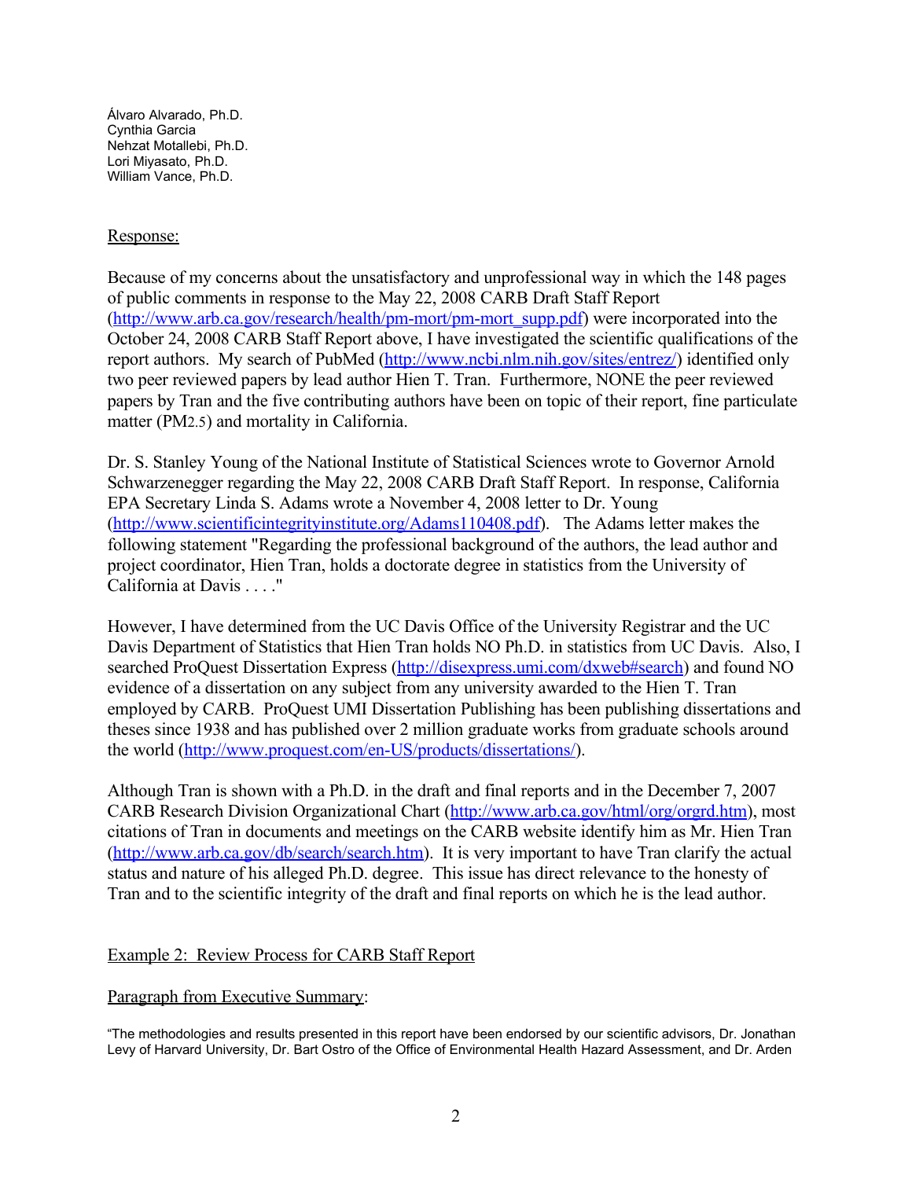Álvaro Alvarado, Ph.D.
Cynthia Garcia
Nehzat Motallebi, Ph.D.
Lori Miyasato, Ph.D.
William Vance, Ph.D.

Response:

Because of my concerns about the unsatisfactory and unprofessional way in which the 148 pages of public comments in response to the May 22, 2008 CARB Draft Staff Report (http://www.arb.ca.gov/research/health/pm-mort/pm-mort_supp.pdf) were incorporated into the October 24, 2008 CARB Staff Report above, I have investigated the scientific qualifications of the report authors. My search of PubMed (http://www.ncbi.nlm.nih.gov/sites/entrez/) identified only two peer reviewed papers by lead author Hien T. Tran. Furthermore, NONE the peer reviewed papers by Tran and the five contributing authors have been on topic of their report, fine particulate matter ($PM_{2.5}$) and mortality in California.

Dr. S. Stanley Young of the National Institute of Statistical Sciences wrote to Governor Arnold Schwarzenegger regarding the May 22, 2008 CARB Draft Staff Report. In response, California EPA Secretary Linda S. Adams wrote a November 4, 2008 letter to Dr. Young (http://www.scientificintegrityinstitute.org/Adams110408.pdf). The Adams letter makes the following statement "Regarding the professional background of the authors, the lead author and project coordinator, Hien Tran, holds a doctorate degree in statistics from the University of California at Davis . . . ."

However, I have determined from the UC Davis Office of the University Registrar and the UC Davis Department of Statistics that Hien Tran holds NO Ph.D. in statistics from UC Davis. Also, I searched ProQuest Dissertation Express (http://disexpress.umi.com/dxweb#search) and found NO evidence of a dissertation on any subject from any university awarded to the Hien T. Tran employed by CARB. ProQuest UMI Dissertation Publishing has been publishing dissertations and theses since 1938 and has published over 2 million graduate works from graduate schools around the world (http://www.proquest.com/en-US/products/dissertations/).

Although Tran is shown with a Ph.D. in the draft and final reports and in the December 7, 2007 CARB Research Division Organizational Chart (http://www.arb.ca.gov/html/org/orgrd.htm), most citations of Tran in documents and meetings on the CARB website identify him as Mr. Hien Tran (http://www.arb.ca.gov/db/search/search.htm). It is very important to have Tran clarify the actual status and nature of his alleged Ph.D. degree. This issue has direct relevance to the honesty of Tran and to the scientific integrity of the draft and final reports on which he is the lead author.

Example 2: Review Process for CARB Staff Report

Paragraph from Executive Summary:

"The methodologies and results presented in this report have been endorsed by our scientific advisors, Dr. Jonathan Levy of Harvard University, Dr. Bart Ostro of the Office of Environmental Health Hazard Assessment, and Dr. Arden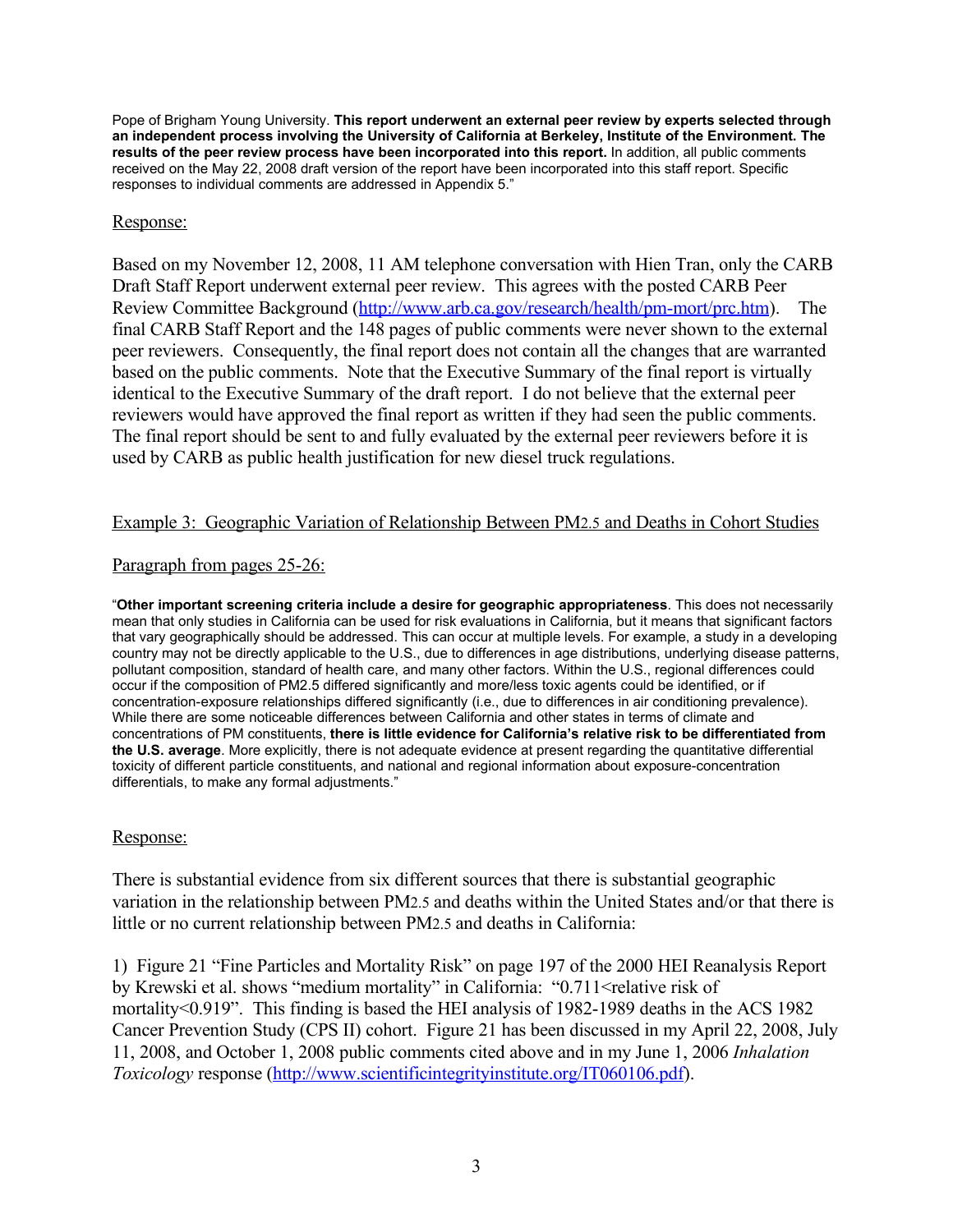Pope of Brigham Young University. **This report underwent an external peer review by experts selected through an independent process involving the University of California at Berkeley, Institute of the Environment. The results of the peer review process have been incorporated into this report.** In addition, all public comments received on the May 22, 2008 draft version of the report have been incorporated into this staff report. Specific responses to individual comments are addressed in Appendix 5."

Response:

Based on my November 12, 2008, 11 AM telephone conversation with Hien Tran, only the CARB Draft Staff Report underwent external peer review. This agrees with the posted CARB Peer Review Committee Background (http://www.arb.ca.gov/research/health/pm-mort/prc.htm). The final CARB Staff Report and the 148 pages of public comments were never shown to the external peer reviewers. Consequently, the final report does not contain all the changes that are warranted based on the public comments. Note that the Executive Summary of the final report is virtually identical to the Executive Summary of the draft report. I do not believe that the external peer reviewers would have approved the final report as written if they had seen the public comments. The final report should be sent to and fully evaluated by the external peer reviewers before it is used by CARB as public health justification for new diesel truck regulations.

Example 3: Geographic Variation of Relationship Between $PM_{2.5}$ and Deaths in Cohort Studies

Paragraph from pages 25-26:

"**Other important screening criteria include a desire for geographic appropriateness**. This does not necessarily mean that only studies in California can be used for risk evaluations in California, but it means that significant factors that vary geographically should be addressed. This can occur at multiple levels. For example, a study in a developing country may not be directly applicable to the U.S., due to differences in age distributions, underlying disease patterns, pollutant composition, standard of health care, and many other factors. Within the U.S., regional differences could occur if the composition of PM2.5 differed significantly and more/less toxic agents could be identified, or if concentration-exposure relationships differed significantly (i.e., due to differences in air conditioning prevalence). While there are some noticeable differences between California and other states in terms of climate and concentrations of PM constituents, **there is little evidence for California's relative risk to be differentiated from the U.S. average**. More explicitly, there is not adequate evidence at present regarding the quantitative differential toxicity of different particle constituents, and national and regional information about exposure-concentration differentials, to make any formal adjustments."

Response:

There is substantial evidence from six different sources that there is substantial geographic variation in the relationship between $PM_{2.5}$ and deaths within the United States and/or that there is little or no current relationship between $PM_{2.5}$ and deaths in California:

1) Figure 21 "Fine Particles and Mortality Risk" on page 197 of the 2000 HEI Reanalysis Report by Krewski et al. shows "medium mortality" in California: "0.711<relative risk of mortality<0.919". This finding is based the HEI analysis of 1982-1989 deaths in the ACS 1982 Cancer Prevention Study (CPS II) cohort. Figure 21 has been discussed in my April 22, 2008, July 11, 2008, and October 1, 2008 public comments cited above and in my June 1, 2006 *Inhalation Toxicology* response (http://www.scientificintegrityinstitute.org/IT060106.pdf).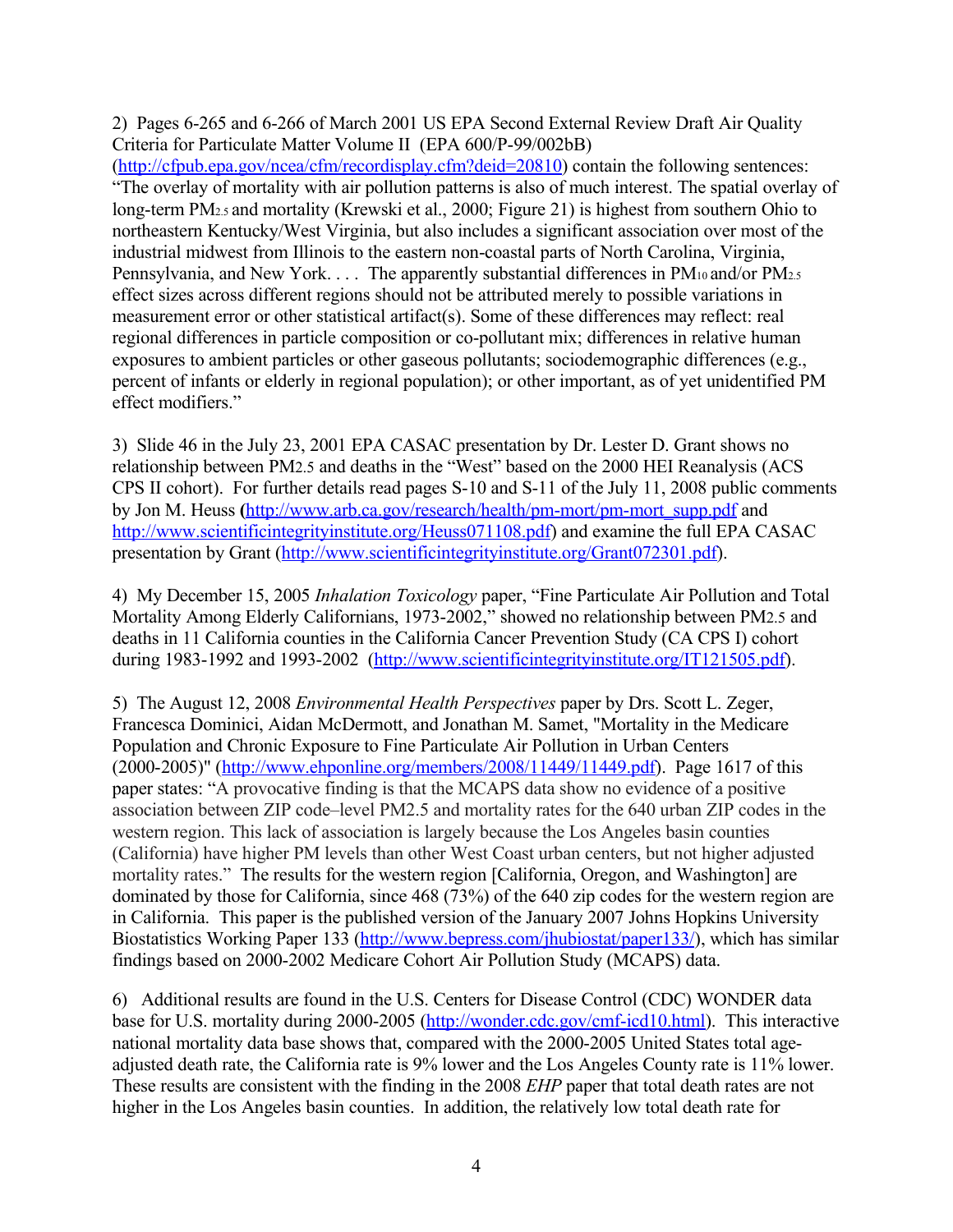2) Pages 6-265 and 6-266 of March 2001 US EPA Second External Review Draft Air Quality Criteria for Particulate Matter Volume II (EPA 600/P-99/002bB) (http://cfpub.epa.gov/ncea/cfm/recordisplay.cfm?deid=20810) contain the following sentences: "The overlay of mortality with air pollution patterns is also of much interest. The spatial overlay of long-term $PM_{2.5}$ and mortality (Krewski et al., 2000; Figure 21) is highest from southern Ohio to northeastern Kentucky/West Virginia, but also includes a significant association over most of the industrial midwest from Illinois to the eastern non-coastal parts of North Carolina, Virginia, Pennsylvania, and New York. . . . The apparently substantial differences in $PM_{10}$ and/or $PM_{2.5}$ effect sizes across different regions should not be attributed merely to possible variations in measurement error or other statistical artifact(s). Some of these differences may reflect: real regional differences in particle composition or co-pollutant mix; differences in relative human exposures to ambient particles or other gaseous pollutants; sociodemographic differences (e.g., percent of infants or elderly in regional population); or other important, as of yet unidentified PM effect modifiers."

3) Slide 46 in the July 23, 2001 EPA CASAC presentation by Dr. Lester D. Grant shows no relationship between $PM_{2.5}$ and deaths in the "West" based on the 2000 HEI Reanalysis (ACS CPS II cohort). For further details read pages S-10 and S-11 of the July 11, 2008 public comments by Jon M. Heuss (http://www.arb.ca.gov/research/health/pm-mort/pm-mort_supp.pdf and http://www.scientificintegrityinstitute.org/Heuss071108.pdf) and examine the full EPA CASAC presentation by Grant (http://www.scientificintegrityinstitute.org/Grant072301.pdf).

4) My December 15, 2005 *Inhalation Toxicology* paper, "Fine Particulate Air Pollution and Total Mortality Among Elderly Californians, 1973-2002," showed no relationship between $PM_{2.5}$ and deaths in 11 California counties in the California Cancer Prevention Study (CA CPS I) cohort during 1983-1992 and 1993-2002 (http://www.scientificintegrityinstitute.org/IT121505.pdf).

5) The August 12, 2008 *Environmental Health Perspectives* paper by Drs. Scott L. Zeger, Francesca Dominici, Aidan McDermott, and Jonathan M. Samet, "Mortality in the Medicare Population and Chronic Exposure to Fine Particulate Air Pollution in Urban Centers (2000-2005)" (http://www.ehponline.org/members/2008/11449/11449.pdf). Page 1617 of this paper states: "A provocative finding is that the MCAPS data show no evidence of a positive association between ZIP code–level PM2.5 and mortality rates for the 640 urban ZIP codes in the western region. This lack of association is largely because the Los Angeles basin counties (California) have higher PM levels than other West Coast urban centers, but not higher adjusted mortality rates." The results for the western region [California, Oregon, and Washington] are dominated by those for California, since 468 (73%) of the 640 zip codes for the western region are in California. This paper is the published version of the January 2007 Johns Hopkins University Biostatistics Working Paper 133 (http://www.bepress.com/jhubiostat/paper133/), which has similar findings based on 2000-2002 Medicare Cohort Air Pollution Study (MCAPS) data.

6) Additional results are found in the U.S. Centers for Disease Control (CDC) WONDER data base for U.S. mortality during 2000-2005 (http://wonder.cdc.gov/cmf-icd10.html). This interactive national mortality data base shows that, compared with the 2000-2005 United States total age-adjusted death rate, the California rate is 9% lower and the Los Angeles County rate is 11% lower. These results are consistent with the finding in the 2008 *EHP* paper that total death rates are not higher in the Los Angeles basin counties. In addition, the relatively low total death rate for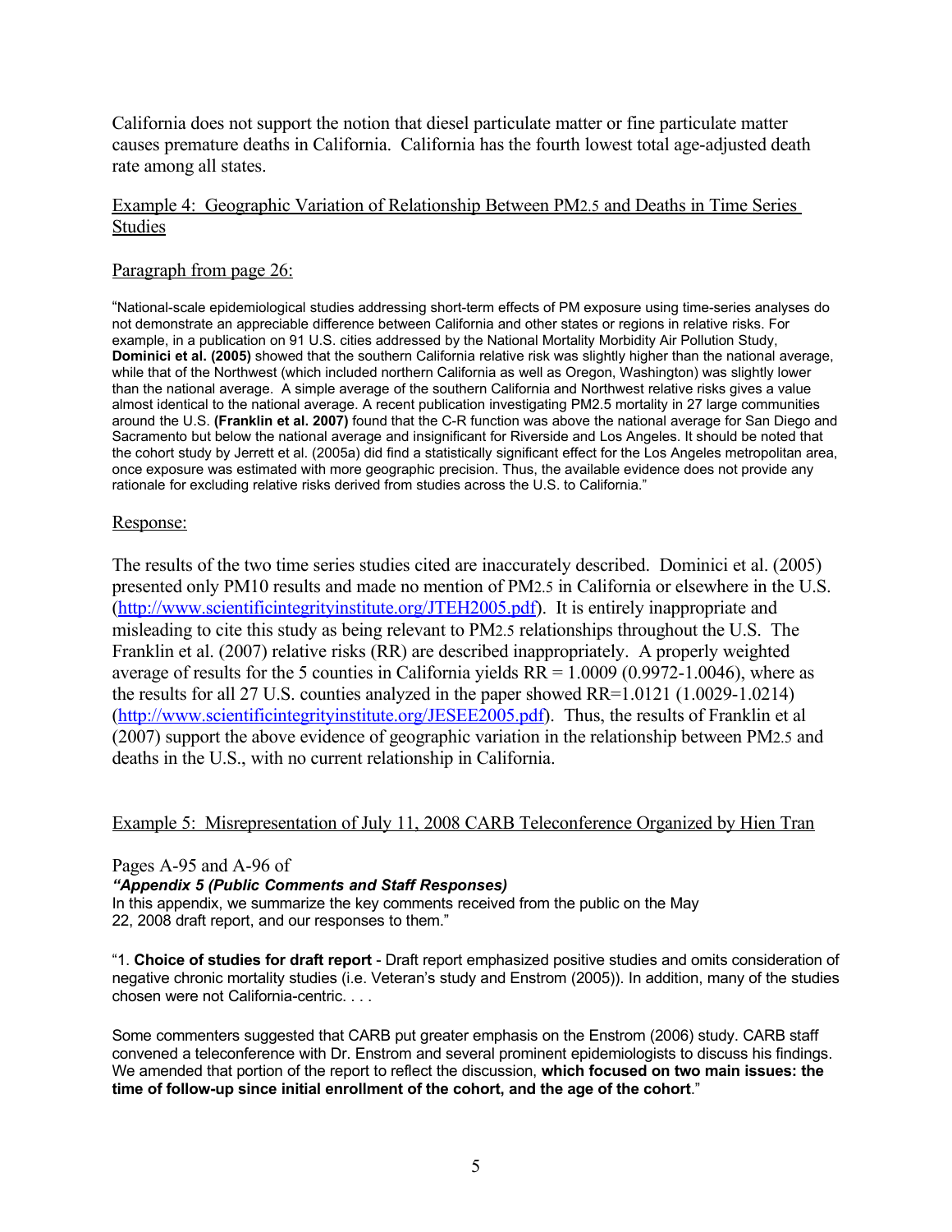California does not support the notion that diesel particulate matter or fine particulate matter causes premature deaths in California. California has the fourth lowest total age-adjusted death rate among all states.

Example 4: Geographic Variation of Relationship Between $PM_{2.5}$ and Deaths in Time Series Studies

Paragraph from page 26:

"National-scale epidemiological studies addressing short-term effects of PM exposure using time-series analyses do not demonstrate an appreciable difference between California and other states or regions in relative risks. For example, in a publication on 91 U.S. cities addressed by the National Mortality Morbidity Air Pollution Study, **Dominici et al. (2005)** showed that the southern California relative risk was slightly higher than the national average, while that of the Northwest (which included northern California as well as Oregon, Washington) was slightly lower than the national average. A simple average of the southern California and Northwest relative risks gives a value almost identical to the national average. A recent publication investigating $PM_{2.5}$ mortality in 27 large communities around the U.S. **(Franklin et al. 2007)** found that the C-R function was above the national average for San Diego and Sacramento but below the national average and insignificant for Riverside and Los Angeles. It should be noted that the cohort study by Jerrett et al. (2005a) did find a statistically significant effect for the Los Angeles metropolitan area, once exposure was estimated with more geographic precision. Thus, the available evidence does not provide any rationale for excluding relative risks derived from studies across the U.S. to California."

Response:

The results of the two time series studies cited are inaccurately described. Dominici et al. (2005) presented only $PM_{10}$ results and made no mention of $PM_{2.5}$ in California or elsewhere in the U.S. (http://www.scientificintegrityinstitute.org/JTEH2005.pdf). It is entirely inappropriate and misleading to cite this study as being relevant to $PM_{2.5}$ relationships throughout the U.S. The Franklin et al. (2007) relative risks (RR) are described inappropriately. A properly weighted average of results for the 5 counties in California yields RR = 1.0009 (0.9972-1.0046), where as the results for all 27 U.S. counties analyzed in the paper showed RR=1.0121 (1.0029-1.0214) (http://www.scientificintegrityinstitute.org/JESEE2005.pdf). Thus, the results of Franklin et al (2007) support the above evidence of geographic variation in the relationship between $PM_{2.5}$ and deaths in the U.S., with no current relationship in California.

Example 5: Misrepresentation of July 11, 2008 CARB Teleconference Organized by Hien Tran

Pages A-95 and A-96 of
***"Appendix 5 (Public Comments and Staff Responses)***
In this appendix, we summarize the key comments received from the public on the May 22, 2008 draft report, and our responses to them."

"1. **Choice of studies for draft report** - Draft report emphasized positive studies and omits consideration of negative chronic mortality studies (i.e. Veteran's study and Enstrom (2005)). In addition, many of the studies chosen were not California-centric. . . .

Some commenters suggested that CARB put greater emphasis on the Enstrom (2006) study. CARB staff convened a teleconference with Dr. Enstrom and several prominent epidemiologists to discuss his findings. We amended that portion of the report to reflect the discussion, **which focused on two main issues: the time of follow-up since initial enrollment of the cohort, and the age of the cohort**."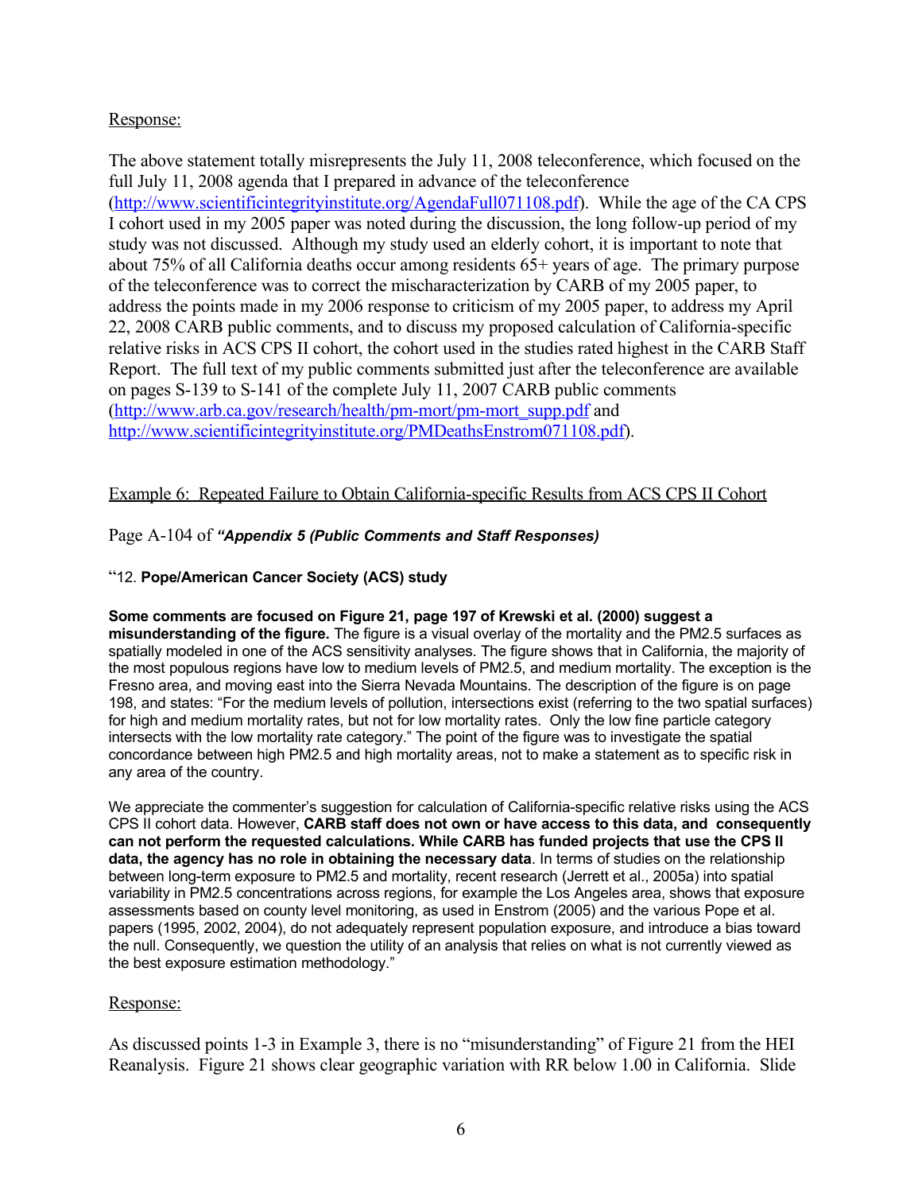Response:

The above statement totally misrepresents the July 11, 2008 teleconference, which focused on the full July 11, 2008 agenda that I prepared in advance of the teleconference (http://www.scientificintegrityinstitute.org/AgendaFull071108.pdf). While the age of the CA CPS I cohort used in my 2005 paper was noted during the discussion, the long follow-up period of my study was not discussed. Although my study used an elderly cohort, it is important to note that about 75% of all California deaths occur among residents 65+ years of age. The primary purpose of the teleconference was to correct the mischaracterization by CARB of my 2005 paper, to address the points made in my 2006 response to criticism of my 2005 paper, to address my April 22, 2008 CARB public comments, and to discuss my proposed calculation of California-specific relative risks in ACS CPS II cohort, the cohort used in the studies rated highest in the CARB Staff Report. The full text of my public comments submitted just after the teleconference are available on pages S-139 to S-141 of the complete July 11, 2007 CARB public comments (http://www.arb.ca.gov/research/health/pm-mort/pm-mort_supp.pdf and http://www.scientificintegrityinstitute.org/PMDeathsEnstrom071108.pdf).

Example 6: Repeated Failure to Obtain California-specific Results from ACS CPS II Cohort

Page A-104 of ***"Appendix 5 (Public Comments and Staff Responses)***

"12. **Pope/American Cancer Society (ACS) study**

**Some comments are focused on Figure 21, page 197 of Krewski et al. (2000) suggest a misunderstanding of the figure.** The figure is a visual overlay of the mortality and the PM2.5 surfaces as spatially modeled in one of the ACS sensitivity analyses. The figure shows that in California, the majority of the most populous regions have low to medium levels of PM2.5, and medium mortality. The exception is the Fresno area, and moving east into the Sierra Nevada Mountains. The description of the figure is on page 198, and states: "For the medium levels of pollution, intersections exist (referring to the two spatial surfaces) for high and medium mortality rates, but not for low mortality rates. Only the low fine particle category intersects with the low mortality rate category." The point of the figure was to investigate the spatial concordance between high PM2.5 and high mortality areas, not to make a statement as to specific risk in any area of the country.

We appreciate the commenter's suggestion for calculation of California-specific relative risks using the ACS CPS II cohort data. However, **CARB staff does not own or have access to this data, and consequently can not perform the requested calculations. While CARB has funded projects that use the CPS II data, the agency has no role in obtaining the necessary data**. In terms of studies on the relationship between long-term exposure to PM2.5 and mortality, recent research (Jerrett et al., 2005a) into spatial variability in PM2.5 concentrations across regions, for example the Los Angeles area, shows that exposure assessments based on county level monitoring, as used in Enstrom (2005) and the various Pope et al. papers (1995, 2002, 2004), do not adequately represent population exposure, and introduce a bias toward the null. Consequently, we question the utility of an analysis that relies on what is not currently viewed as the best exposure estimation methodology."

Response:

As discussed points 1-3 in Example 3, there is no "misunderstanding" of Figure 21 from the HEI Reanalysis. Figure 21 shows clear geographic variation with RR below 1.00 in California. Slide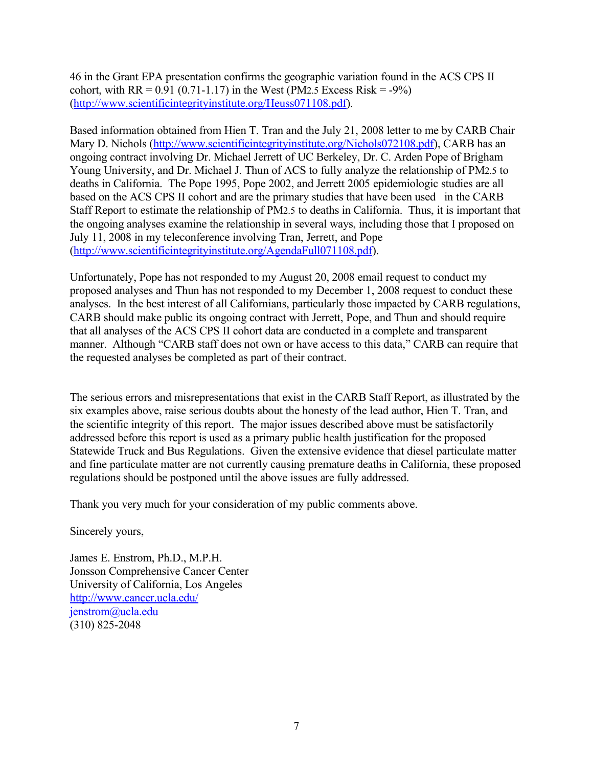46 in the Grant EPA presentation confirms the geographic variation found in the ACS CPS II cohort, with RR = 0.91 (0.71-1.17) in the West ($PM_{2.5}$ Excess Risk = -9%) (http://www.scientificintegrityinstitute.org/Heuss071108.pdf).

Based information obtained from Hien T. Tran and the July 21, 2008 letter to me by CARB Chair Mary D. Nichols (http://www.scientificintegrityinstitute.org/Nichols072108.pdf), CARB has an ongoing contract involving Dr. Michael Jerrett of UC Berkeley, Dr. C. Arden Pope of Brigham Young University, and Dr. Michael J. Thun of ACS to fully analyze the relationship of $PM_{2.5}$ to deaths in California. The Pope 1995, Pope 2002, and Jerrett 2005 epidemiologic studies are all based on the ACS CPS II cohort and are the primary studies that have been used in the CARB Staff Report to estimate the relationship of $PM_{2.5}$ to deaths in California. Thus, it is important that the ongoing analyses examine the relationship in several ways, including those that I proposed on July 11, 2008 in my teleconference involving Tran, Jerrett, and Pope (http://www.scientificintegrityinstitute.org/AgendaFull071108.pdf).

Unfortunately, Pope has not responded to my August 20, 2008 email request to conduct my proposed analyses and Thun has not responded to my December 1, 2008 request to conduct these analyses. In the best interest of all Californians, particularly those impacted by CARB regulations, CARB should make public its ongoing contract with Jerrett, Pope, and Thun and should require that all analyses of the ACS CPS II cohort data are conducted in a complete and transparent manner. Although "CARB staff does not own or have access to this data," CARB can require that the requested analyses be completed as part of their contract.

The serious errors and misrepresentations that exist in the CARB Staff Report, as illustrated by the six examples above, raise serious doubts about the honesty of the lead author, Hien T. Tran, and the scientific integrity of this report. The major issues described above must be satisfactorily addressed before this report is used as a primary public health justification for the proposed Statewide Truck and Bus Regulations. Given the extensive evidence that diesel particulate matter and fine particulate matter are not currently causing premature deaths in California, these proposed regulations should be postponed until the above issues are fully addressed.

Thank you very much for your consideration of my public comments above.

Sincerely yours,

James E. Enstrom, Ph.D., M.P.H.
Jonsson Comprehensive Cancer Center
University of California, Los Angeles
http://www.cancer.ucla.edu/
jenstrom@ucla.edu
(310) 825-2048